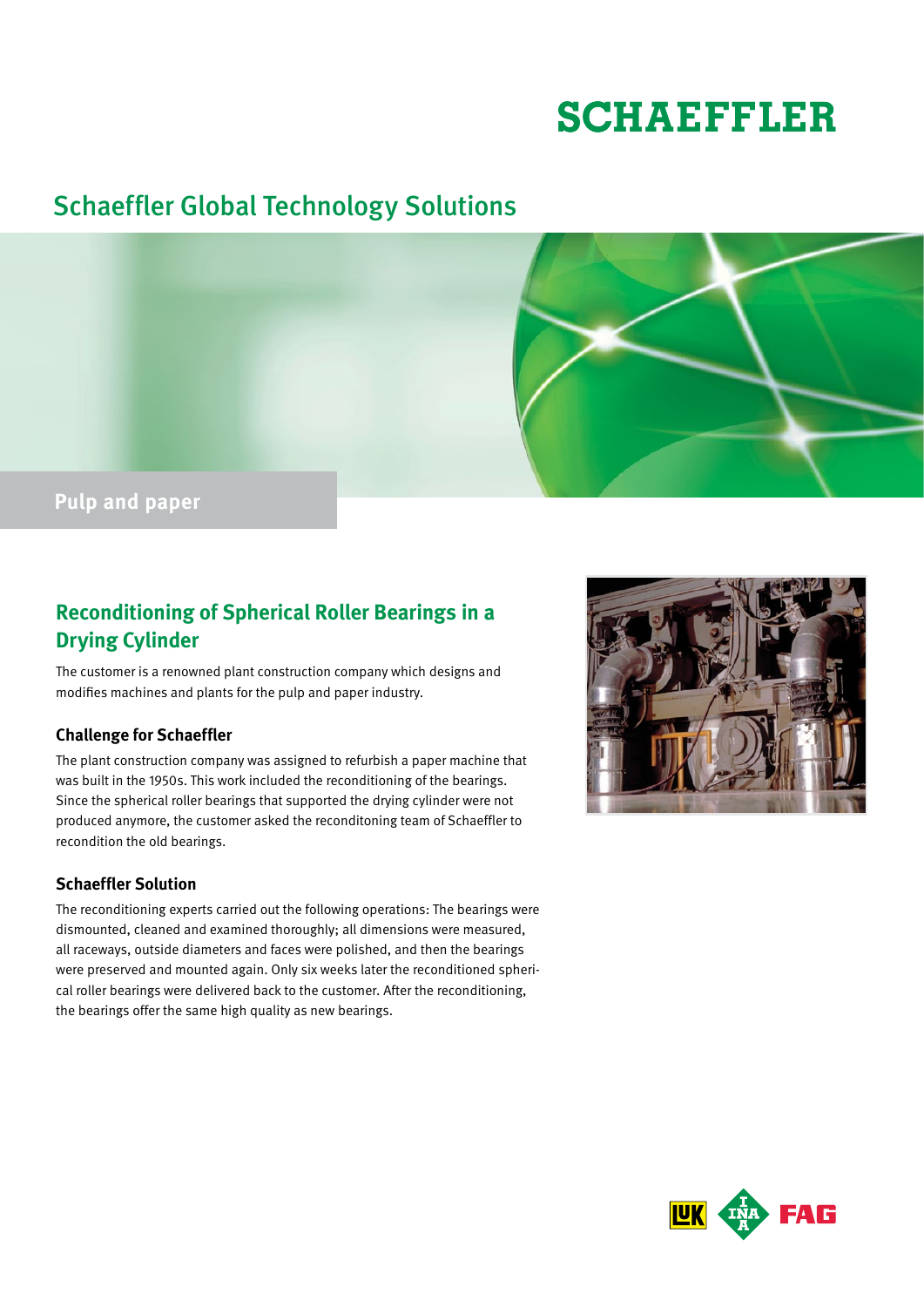# SCHAEFFLER

## Schaeffler Global Technology Solutions

**Pulp and paper**

## Reconditioning of Spherical Roller Bearings in a Drying Cylinder

The customer is a renowned plant construction company which designs and modifies machines and plants for the pulp and paper industry.

### Challenge for Schaeffler

The plant construction company was assigned to refurbish a paper machine that was built in the 1950s. This work included the reconditioning of the bearings. Since the spherical roller bearings that supported the drying cylinder were not produced anymore, the customer asked the reconditoning team of Schaeffler to recondition the old bearings.

### Schaeffler Solution

The reconditioning experts carried out the following operations: The bearings were dismounted, cleaned and examined thoroughly; all dimensions were measured, all raceways, outside diameters and faces were polished, and then the bearings were preserved and mounted again. Only six weeks later the reconditioned spherical roller bearings were delivered back to the customer. After the reconditioning, the bearings offer the same high quality as new bearings.

LuK INA FAG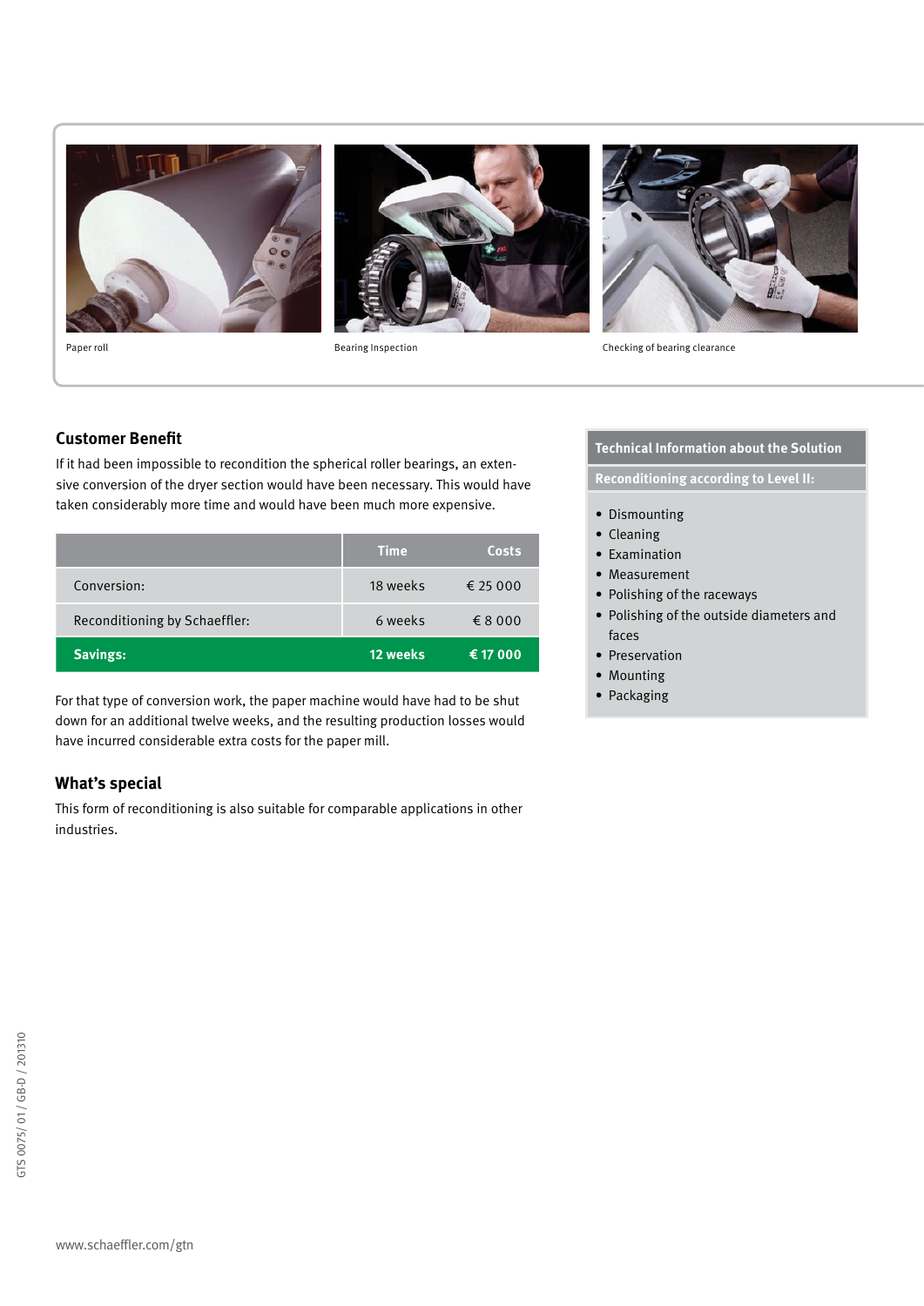Paper roll

Bearing Inspection

Checking of bearing clearance

## Customer Benefit

If it had been impossible to recondition the spherical roller bearings, an extensive conversion of the dryer section would have been necessary. This would have taken considerably more time and would have been much more expensive.

| | Time | Costs |
|---|---|---|
| Conversion: | 18 weeks | € 25 000 |
| Reconditioning by Schaeffler: | 6 weeks | € 8 000 |
| **Savings:** | **12 weeks** | **€ 17 000** |

For that type of conversion work, the paper machine would have had to be shut down for an additional twelve weeks, and the resulting production losses would have incurred considerable extra costs for the paper mill.

## What's special

This form of reconditioning is also suitable for comparable applications in other industries.

### Technical Information about the Solution

**Reconditioning according to Level II:**

- Dismounting
- Cleaning
- Examination
- Measurement
- Polishing of the raceways
- Polishing of the outside diameters and faces
- Preservation
- Mounting
- Packaging

GTS 0075/ 01 / GB-D / 201310

www.schaeffler.com/gtn